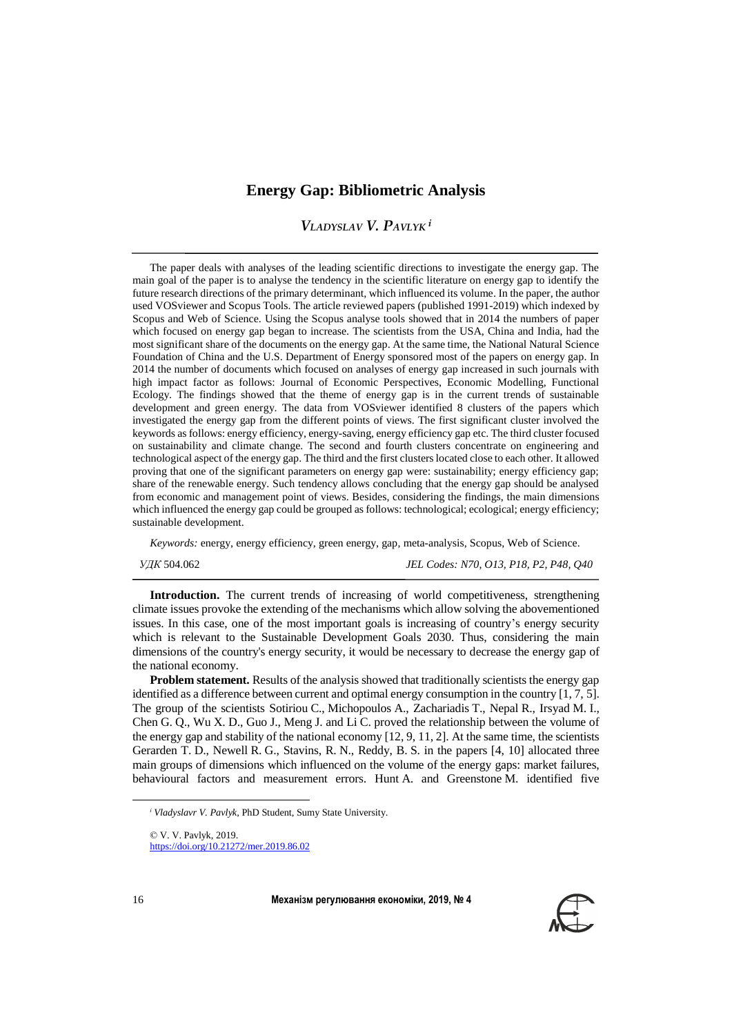# Energy Gap: Bibliometric Analysis

*VLADYSLAV V. PAVLYK* [i]

---

The paper deals with analyses of the leading scientific directions to investigate the energy gap. The main goal of the paper is to analyse the tendency in the scientific literature on energy gap to identify the future research directions of the primary determinant, which influenced its volume. In the paper, the author used VOSviewer and Scopus Tools. The article reviewed papers (published 1991-2019) which indexed by Scopus and Web of Science. Using the Scopus analyse tools showed that in 2014 the numbers of paper which focused on energy gap began to increase. The scientists from the USA, China and India, had the most significant share of the documents on the energy gap. At the same time, the National Natural Science Foundation of China and the U.S. Department of Energy sponsored most of the papers on energy gap. In 2014 the number of documents which focused on analyses of energy gap increased in such journals with high impact factor as follows: Journal of Economic Perspectives, Economic Modelling, Functional Ecology. The findings showed that the theme of energy gap is in the current trends of sustainable development and green energy. The data from VOSviewer identified 8 clusters of the papers which investigated the energy gap from the different points of views. The first significant cluster involved the keywords as follows: energy efficiency, energy-saving, energy efficiency gap etc. The third cluster focused on sustainability and climate change. The second and fourth clusters concentrate on engineering and technological aspect of the energy gap. The third and the first clusters located close to each other. It allowed proving that one of the significant parameters on energy gap were: sustainability; energy efficiency gap; share of the renewable energy. Such tendency allows concluding that the energy gap should be analysed from economic and management point of views. Besides, considering the findings, the main dimensions which influenced the energy gap could be grouped as follows: technological; ecological; energy efficiency; sustainable development.

*Keywords:* energy, energy efficiency, green energy, gap, meta-analysis, Scopus, Web of Science.

*УДК* 504.062 *JEL Codes: N70, O13, P18, P2, P48, Q40*

---

**Introduction.** The current trends of increasing of world competitiveness, strengthening climate issues provoke the extending of the mechanisms which allow solving the abovementioned issues. In this case, one of the most important goals is increasing of country's energy security which is relevant to the Sustainable Development Goals 2030. Thus, considering the main dimensions of the country's energy security, it would be necessary to decrease the energy gap of the national economy.

**Problem statement.** Results of the analysis showed that traditionally scientists the energy gap identified as a difference between current and optimal energy consumption in the country [1, 7, 5]. The group of the scientists Sotiriou C., Michopoulos A., Zachariadis T., Nepal R., Irsyad M. I., Chen G. Q., Wu X. D., Guo J., Meng J. and Li C. proved the relationship between the volume of the energy gap and stability of the national economy [12, 9, 11, 2]. At the same time, the scientists Gerarden T. D., Newell R. G., Stavins, R. N., Reddy, B. S. in the papers [4, 10] allocated three main groups of dimensions which influenced on the volume of the energy gaps: market failures, behavioural factors and measurement errors. Hunt A. and Greenstone M. identified five

---

[i] *Vladyslavr V. Pavlyk*, PhD Student, Sumy State University.

© V. V. Pavlyk, 2019.
https://doi.org/10.21272/mer.2019.86.02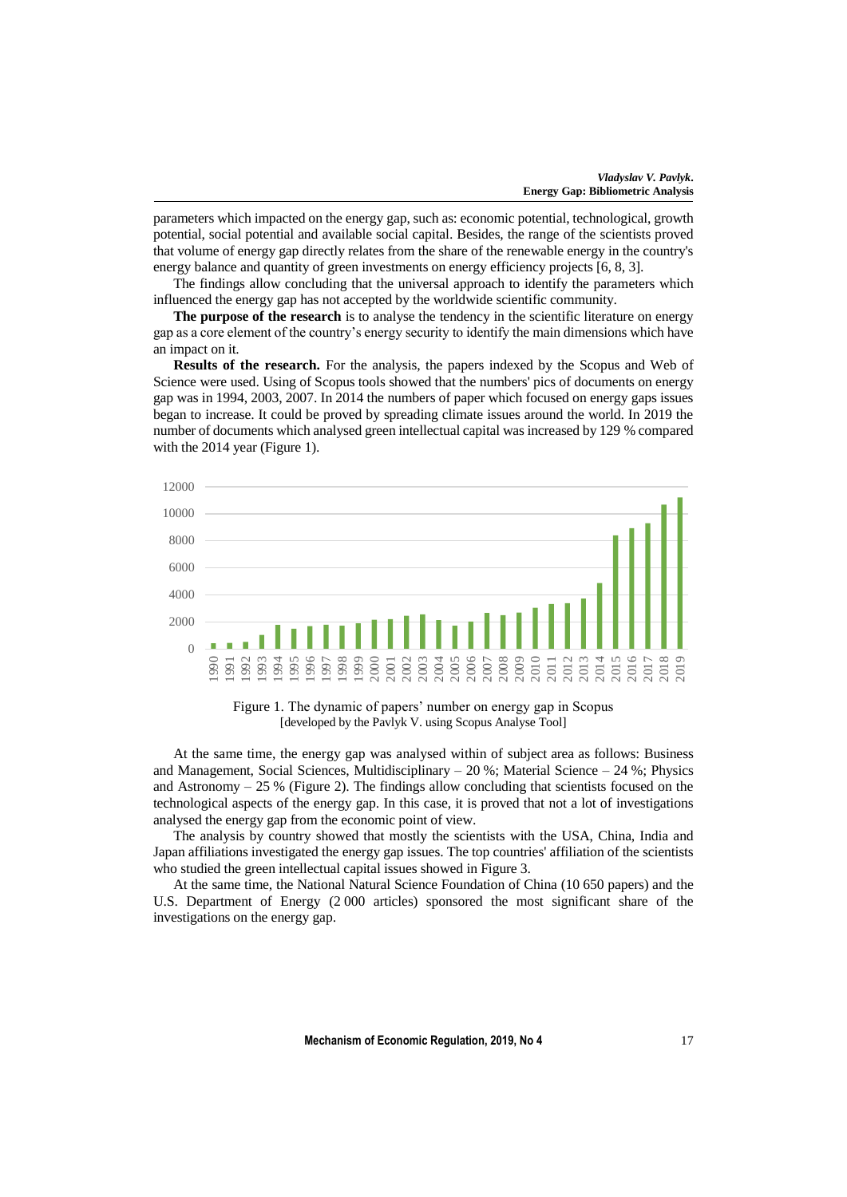parameters which impacted on the energy gap, such as: economic potential, technological, growth potential, social potential and available social capital. Besides, the range of the scientists proved that volume of energy gap directly relates from the share of the renewable energy in the country's energy balance and quantity of green investments on energy efficiency projects [6, 8, 3].

The findings allow concluding that the universal approach to identify the parameters which influenced the energy gap has not accepted by the worldwide scientific community.

**The purpose of the research** is to analyse the tendency in the scientific literature on energy gap as a core element of the country's energy security to identify the main dimensions which have an impact on it.

**Results of the research.** For the analysis, the papers indexed by the Scopus and Web of Science were used. Using of Scopus tools showed that the numbers' pics of documents on energy gap was in 1994, 2003, 2007. In 2014 the numbers of paper which focused on energy gaps issues began to increase. It could be proved by spreading climate issues around the world. In 2019 the number of documents which analysed green intellectual capital was increased by 129 % compared with the 2014 year (Figure 1).

Figure 1. The dynamic of papers' number on energy gap in Scopus
[developed by the Pavlyk V. using Scopus Analyse Tool]

At the same time, the energy gap was analysed within of subject area as follows: Business and Management, Social Sciences, Multidisciplinary – 20 %; Material Science – 24 %; Physics and Astronomy – 25 % (Figure 2). The findings allow concluding that scientists focused on the technological aspects of the energy gap. In this case, it is proved that not a lot of investigations analysed the energy gap from the economic point of view.

The analysis by country showed that mostly the scientists with the USA, China, India and Japan affiliations investigated the energy gap issues. The top countries' affiliation of the scientists who studied the green intellectual capital issues showed in Figure 3.

At the same time, the National Natural Science Foundation of China (10 650 papers) and the U.S. Department of Energy (2 000 articles) sponsored the most significant share of the investigations on the energy gap.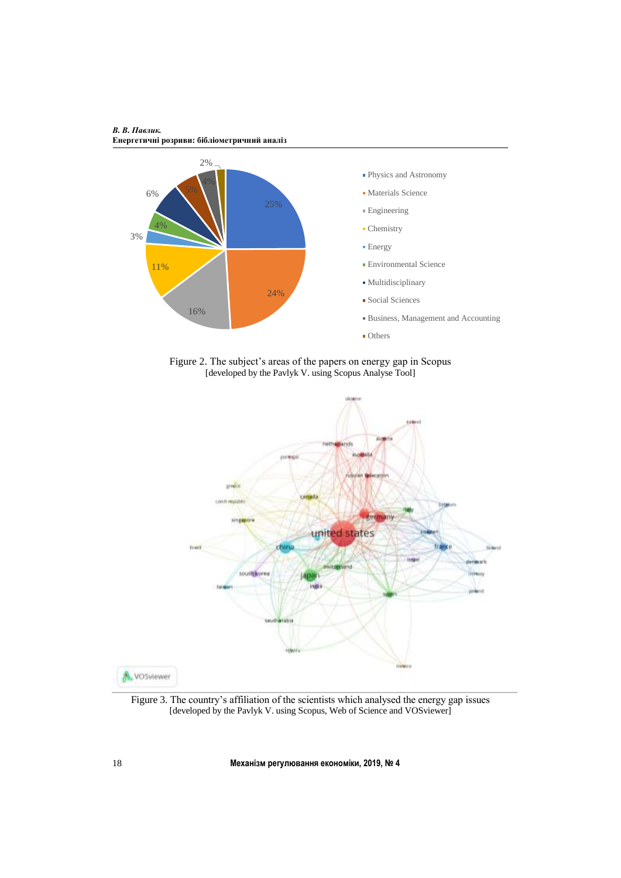Figure 2. The subject's areas of the papers on energy gap in Scopus
[developed by the Pavlyk V. using Scopus Analyse Tool]

Figure 3. The country's affiliation of the scientists which analysed the energy gap issues
[developed by the Pavlyk V. using Scopus, Web of Science and VOSviewer]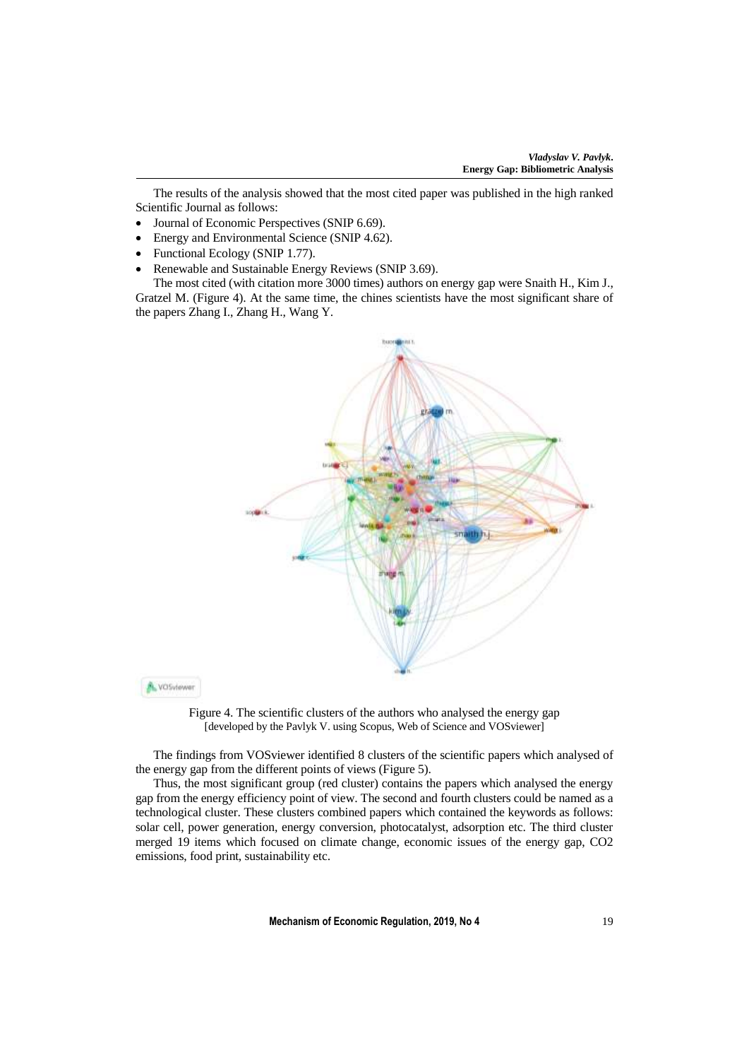The results of the analysis showed that the most cited paper was published in the high ranked Scientific Journal as follows:

- Journal of Economic Perspectives (SNIP 6.69).
- Energy and Environmental Science (SNIP 4.62).
- Functional Ecology (SNIP 1.77).
- Renewable and Sustainable Energy Reviews (SNIP 3.69).

The most cited (with citation more 3000 times) authors on energy gap were Snaith H., Kim J., Gratzel M. (Figure 4). At the same time, the chines scientists have the most significant share of the papers Zhang I., Zhang H., Wang Y.

Figure 4. The scientific clusters of the authors who analysed the energy gap
[developed by the Pavlyk V. using Scopus, Web of Science and VOSviewer]

The findings from VOSviewer identified 8 clusters of the scientific papers which analysed of the energy gap from the different points of views (Figure 5).

Thus, the most significant group (red cluster) contains the papers which analysed the energy gap from the energy efficiency point of view. The second and fourth clusters could be named as a technological cluster. These clusters combined papers which contained the keywords as follows: solar cell, power generation, energy conversion, photocatalyst, adsorption etc. The third cluster merged 19 items which focused on climate change, economic issues of the energy gap, CO2 emissions, food print, sustainability etc.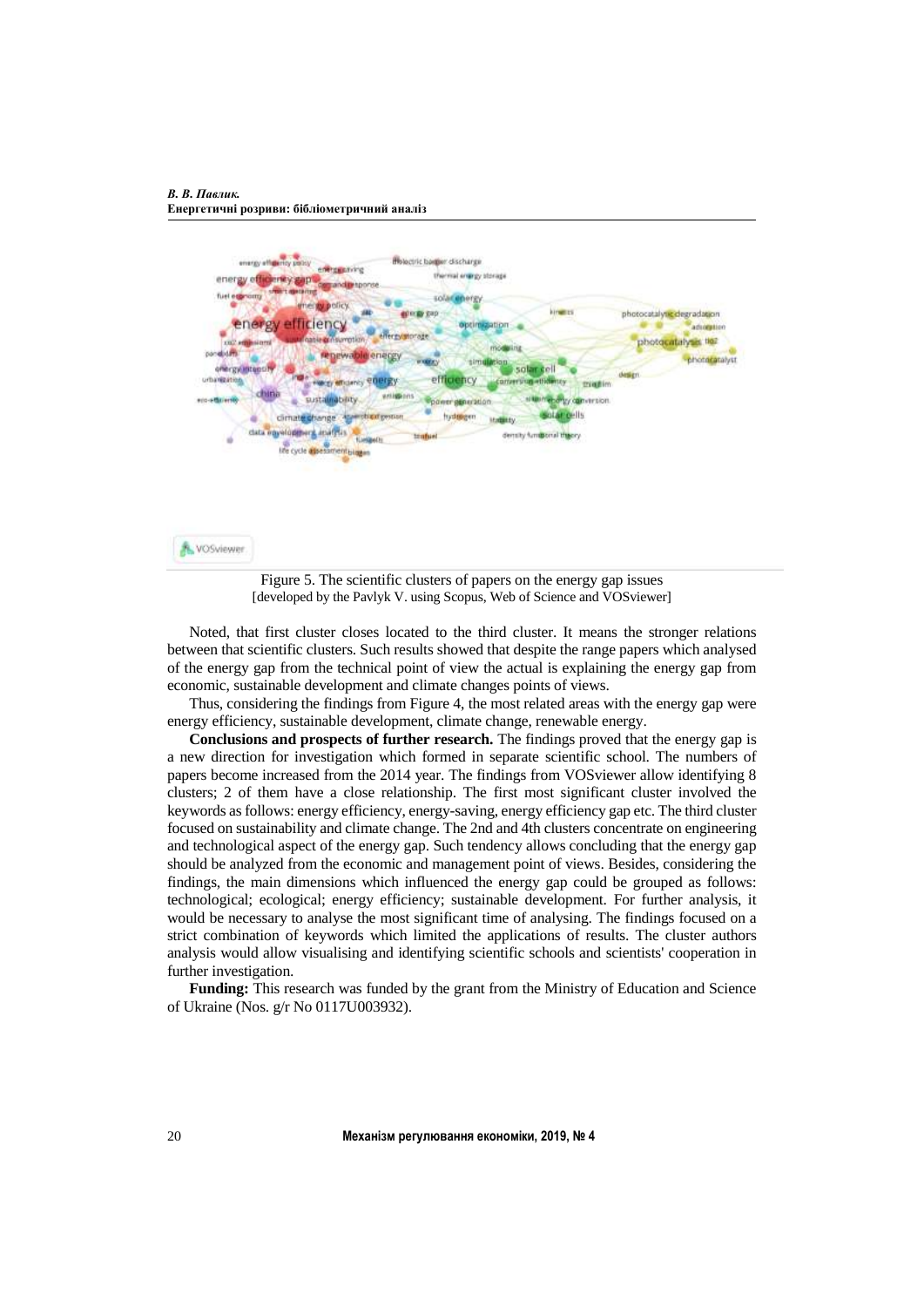Figure 5. The scientific clusters of papers on the energy gap issues
[developed by the Pavlyk V. using Scopus, Web of Science and VOSviewer]

Noted, that first cluster closes located to the third cluster. It means the stronger relations between that scientific clusters. Such results showed that despite the range papers which analysed of the energy gap from the technical point of view the actual is explaining the energy gap from economic, sustainable development and climate changes points of views.

Thus, considering the findings from Figure 4, the most related areas with the energy gap were energy efficiency, sustainable development, climate change, renewable energy.

**Conclusions and prospects of further research.** The findings proved that the energy gap is a new direction for investigation which formed in separate scientific school. The numbers of papers become increased from the 2014 year. The findings from VOSviewer allow identifying 8 clusters; 2 of them have a close relationship. The first most significant cluster involved the keywords as follows: energy efficiency, energy-saving, energy efficiency gap etc. The third cluster focused on sustainability and climate change. The 2nd and 4th clusters concentrate on engineering and technological aspect of the energy gap. Such tendency allows concluding that the energy gap should be analyzed from the economic and management point of views. Besides, considering the findings, the main dimensions which influenced the energy gap could be grouped as follows: technological; ecological; energy efficiency; sustainable development. For further analysis, it would be necessary to analyse the most significant time of analysing. The findings focused on a strict combination of keywords which limited the applications of results. The cluster authors analysis would allow visualising and identifying scientific schools and scientists' cooperation in further investigation.

**Funding:** This research was funded by the grant from the Ministry of Education and Science of Ukraine (Nos. g/r No 0117U003932).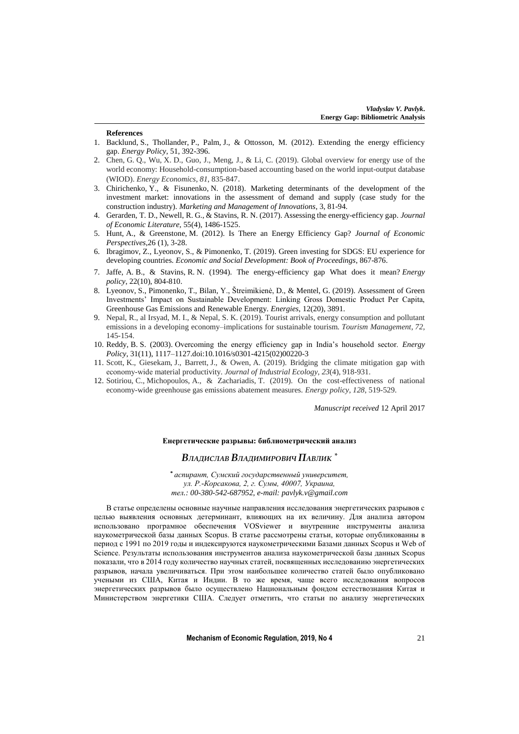**References**

1. Backlund, S., Thollander, P., Palm, J., & Ottosson, M. (2012). Extending the energy efficiency gap. *Energy Policy*, 51, 392-396.
2. Chen, G. Q., Wu, X. D., Guo, J., Meng, J., & Li, C. (2019). Global overview for energy use of the world economy: Household-consumption-based accounting based on the world input-output database (WIOD). *Energy Economics*, *81*, 835-847.
3. Chirichenko, Y., & Fisunenko, N. (2018). Marketing determinants of the development of the investment market: innovations in the assessment of demand and supply (case study for the construction industry). *Marketing and Management of Innovations*, 3, 81-94.
4. Gerarden, T. D., Newell, R. G., & Stavins, R. N. (2017). Assessing the energy-efficiency gap. *Journal of Economic Literature*, 55(4), 1486-1525.
5. Hunt, A., & Greenstone, M. (2012). Is There an Energy Efficiency Gap? *Journal of Economic Perspectives*,26 (1), 3-28.
6. Ibragimov, Z., Lyeonov, S., & Pimonenko, T. (2019). Green investing for SDGS: EU experience for developing countries. *Economic and Social Development: Book of Proceedings*, 867-876.
7. Jaffe, A. B., & Stavins, R. N. (1994). The energy-efficiency gap What does it mean? *Energy policy*, 22(10), 804-810.
8. Lyeonov, S., Pimonenko, T., Bilan, Y., Štreimikienė, D., & Mentel, G. (2019). Assessment of Green Investments' Impact on Sustainable Development: Linking Gross Domestic Product Per Capita, Greenhouse Gas Emissions and Renewable Energy. *Energies*, 12(20), 3891.
9. Nepal, R., al Irsyad, M. I., & Nepal, S. K. (2019). Tourist arrivals, energy consumption and pollutant emissions in a developing economy–implications for sustainable tourism. *Tourism Management*, *72*, 145-154.
10. Reddy, B. S. (2003). Overcoming the energy efficiency gap in India's household sector. *Energy Policy*, 31(11), 1117–1127.doi:10.1016/s0301-4215(02)00220-3
11. Scott, K., Giesekam, J., Barrett, J., & Owen, A. (2019). Bridging the climate mitigation gap with economy-wide material productivity. *Journal of Industrial Ecology*, *23*(4), 918-931.
12. Sotiriou, C., Michopoulos, A., & Zachariadis, T. (2019). On the cost-effectiveness of national economy-wide greenhouse gas emissions abatement measures. *Energy policy*, *128*, 519-529.

*Manuscript received* 12 April 2017

**Енергетические разрывы: библиометрический анализ**

***Владислав Владимирович Павлик*** [*]

[*] *аспирант, Сумский государственный университет,*
*ул. Р.-Корсакова, 2, г. Сумы, 40007, Украина,*
*тел.: 00-380-542-687952, e-mail: pavlyk.v@gmail.com*

В статье определены основные научные направления исследования энергетических разрывов с целью выявления основных детерминант, влияющих на их величину. Для анализа автором использовано програмное обеспечения VOSviewer и внутренние инструменты анализа наукометрической базы данных Scopus. В статье рассмотрены статьи, которые опубликованны в период с 1991 по 2019 годы и индексируются наукометрическими Базами данных Scopus и Web of Science. Результаты использования инструментов анализа наукометрической базы данных Scopus показали, что в 2014 году количество научных статей, посвященных исследованию энергетических разрывов, начала увеличиваться. При этом наибольшее количество статей было опубликовано учеными из США, Китая и Индии. В то же время, чаще всего исследования вопросов энергетических разрывов было осуществлено Национальным фондом естествознания Китая и Министерством энергетики США. Следует отметить, что статьи по анализу энергетических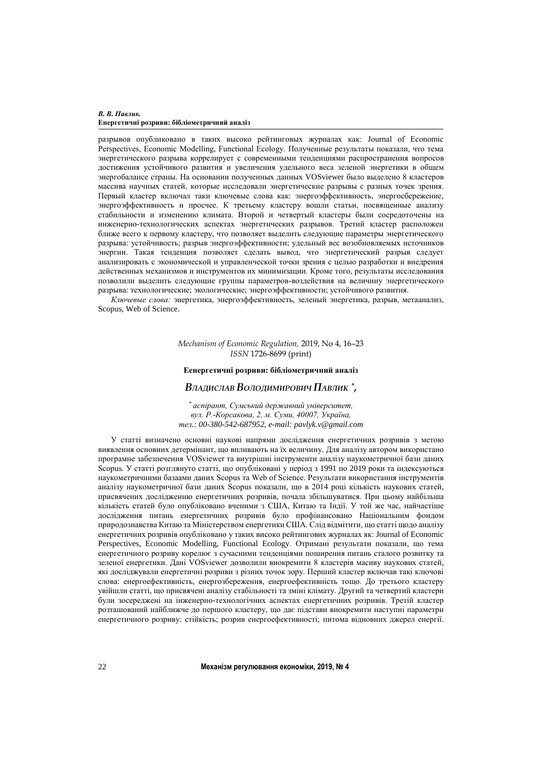разрывов опубликовано в таких высоко рейтинговых журналах как: Journal of Economic Perspectives, Economic Modelling, Functional Ecology. Полученные результаты показали, что тема энергетического разрыва коррелирует с современными тенденциями распространения вопросов достижения устойчивого развития и увеличения удельного веса зеленой энергетики в общем энергобалансе страны. На основании полученных данных VOSviewer было выделено 8 кластеров массива научных статей, которые исследовали энергетические разрывы с разных точек зрения. Первый кластер включал таки ключевые слова как: энергоэффективность, энергосбережение, энергоэффективность и просчее. К третьему кластеру вошли статьи, посвященные анализу стабильности и изменению климата. Второй и четвертый кластеры были сосредоточены на инженерно-технологических аспектах энергетических разрывов. Третий кластер расположен ближе всего к первому кластеру, что позволяет выделить следующие параметры энергетического разрыва: устойчивость; разрыв энергоэффективности; удельный вес возобновляемых источников энергии. Такая тенденция позволяет сделать вывод, что энергетический разрыв следует анализировать с экономической и управленческой точки зрения с целью разработки и внедрения действенных механизмов и инструментов их минимизации. Кроме того, результаты исследования позволили выделить следующие группы параметров-воздействия на величину энергетического разрыва: технологические; экологические; энергоэффективности; устойчивого развития.

*Ключевые слова:* энергетика, энергоэффективность, зеленый энергетика, разрыв, метаанализ, Scopus, Web of Science.

*Mechanism of Economic Regulation,* 2019, No 4, 16–23
*ISSN* 1726-8699 (print)

**Еенергетичні розриви: бібліометричний аналіз**

## *Владислав Володимирович Павлик* [*],

[*] *аспірант, Сумський державний університет, вул. Р.-Корсакова, 2, м. Суми, 40007, Україна, тел.: 00-380-542-687952, e-mail: pavlyk.v@gmail.com*

У статті визначено основні наукові напрями дослідження енергетичних розривів з метою виявлення основних детермінант, що впливають на їх величину. Для аналізу автором використано програмне забезпечення VOSviewer та внутрішні інструменти аналізу наукометричної бази даних Scopus. У статті розглянуто статті, що опубліковані у період з 1991 по 2019 роки та індексуються наукометричними базами даних Scopus та Web of Science. Результати використання інструментів аналізу наукометричної бази даних Scopus показали, що в 2014 році кількість наукових статей, присвячених дослідженню енергетичних розривів, почала збільшуватися. При цьому найбільша кількість статей було опубліковано вченими з США, Китаю та Індії. У той же час, найчастіше дослідження питань енергетичних розривів було профінансовано Національним фондом природознавства Китаю та Міністерством енергетики США. Слід відмітити, що статті щодо аналізу енергетичних розривів опубліковано у таких високо рейтингових журналах як: Journal of Economic Perspectives, Economic Modelling, Functional Ecology. Отримані результати показали, що тема енергетичного розриву корелює з сучасними тенденціями поширення питань сталого розвитку та зеленої енергетики. Дані VOSviewer дозволили виокремити 8 кластерів масиву наукових статей, які досліджували енергетичні розриви з різних точок зору. Перший кластер включав такі ключові слова: енергоефективність, енергозбереження, енергоефективність тощо. До третього кластеру увійшли статті, що присвячені аналізу стабільності та зміні клімату. Другий та четвертий кластери були зосереджені на інженерно-технологічних аспектах енергетичних розривів. Третій кластер розташований найближче до першого кластеру, що дає підстави виокремити наступні параметри енергетичного розриву: стійкість; розрив енергоефективності; питома відновних джерел енергії.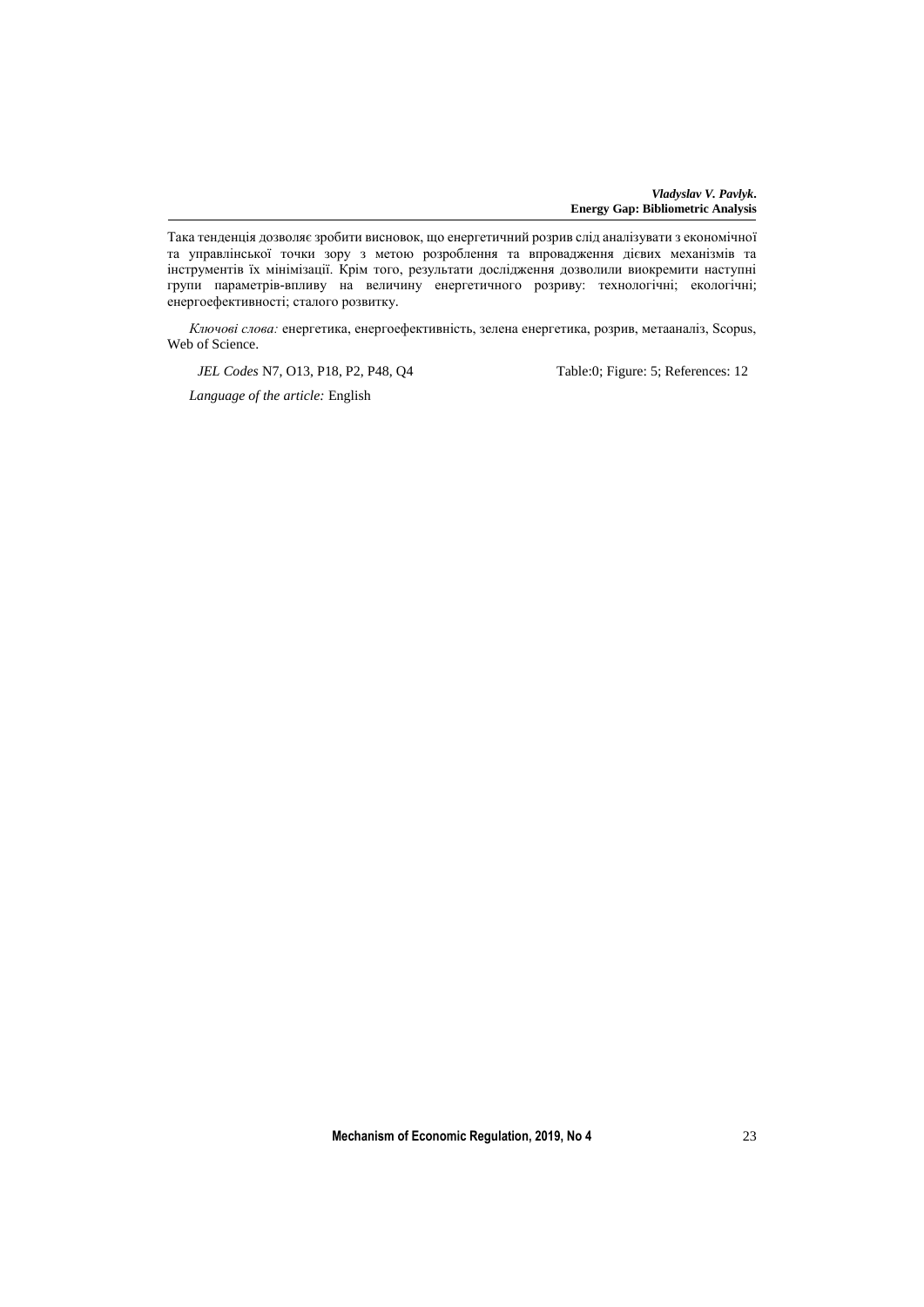Така тенденція дозволяє зробити висновок, що енергетичний розрив слід аналізувати з економічної та управлінської точки зору з метою розроблення та впровадження дієвих механізмів та інструментів їх мінімізації. Крім того, результати дослідження дозволили виокремити наступні групи параметрів-впливу на величину енергетичного розриву: технологічні; екологічні; енергоефективності; сталого розвитку.

*Ключові слова:* енергетика, енергоефективність, зелена енергетика, розрив, метааналіз, Scopus, Web of Science.

*JEL Codes* N7, O13, P18, P2, P48, Q4 Table:0; Figure: 5; References: 12

*Language of the article:* English